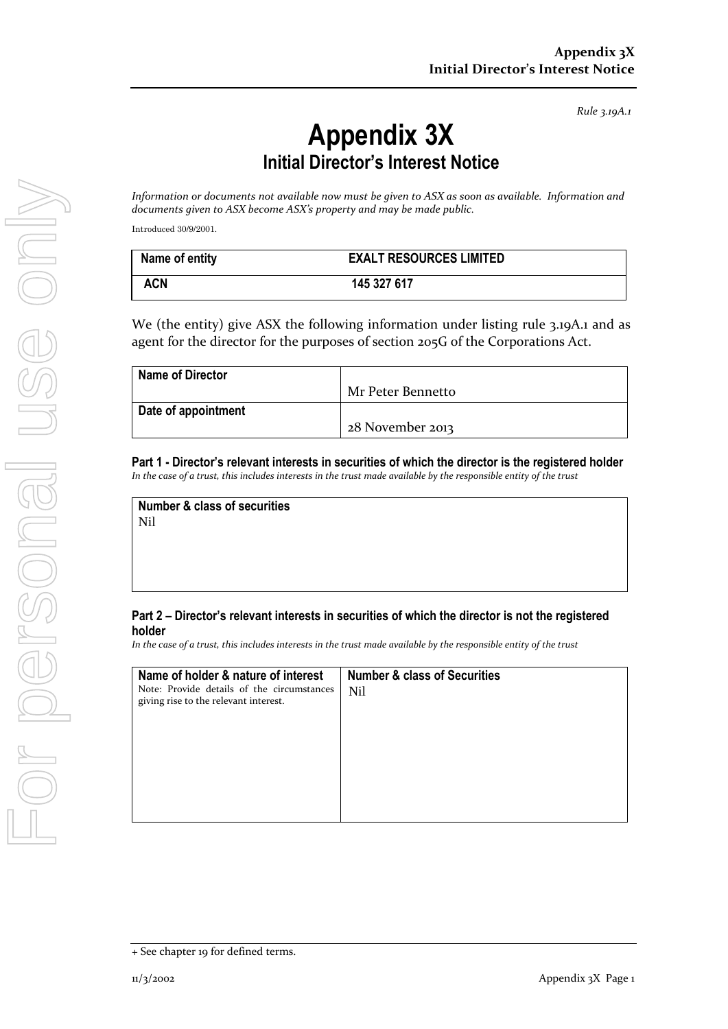*Rule 3.19A.1*

# Appendix 3X

## Initial Director's Interest Notice

*Information or documents not available now must be given to ASX as soon as available. Information and documents given to ASX become ASX's property and may be made public.*

Introduced 30/9/2001.

| Name of entity | EXALT RESOURCES LIMITED |
|---|---|
| ACN | 145 327 617 |

We (the entity) give ASX the following information under listing rule 3.19A.1 and as agent for the director for the purposes of section 205G of the Corporations Act.

| Name of Director | Mr Peter Bennetto |
|---|---|
| Date of appointment | 28 November 2013 |

### Part 1 - Director's relevant interests in securities of which the director is the registered holder

*In the case of a trust, this includes interests in the trust made available by the responsible entity of the trust*

| Number & class of securities |
|---|
| Nil |

### Part 2 – Director's relevant interests in securities of which the director is not the registered holder

*In the case of a trust, this includes interests in the trust made available by the responsible entity of the trust*

| Name of holder & nature of interest<br>Note: Provide details of the circumstances giving rise to the relevant interest. | Number & class of Securities |
|---|---|
| | Nil |

+ See chapter 19 for defined terms.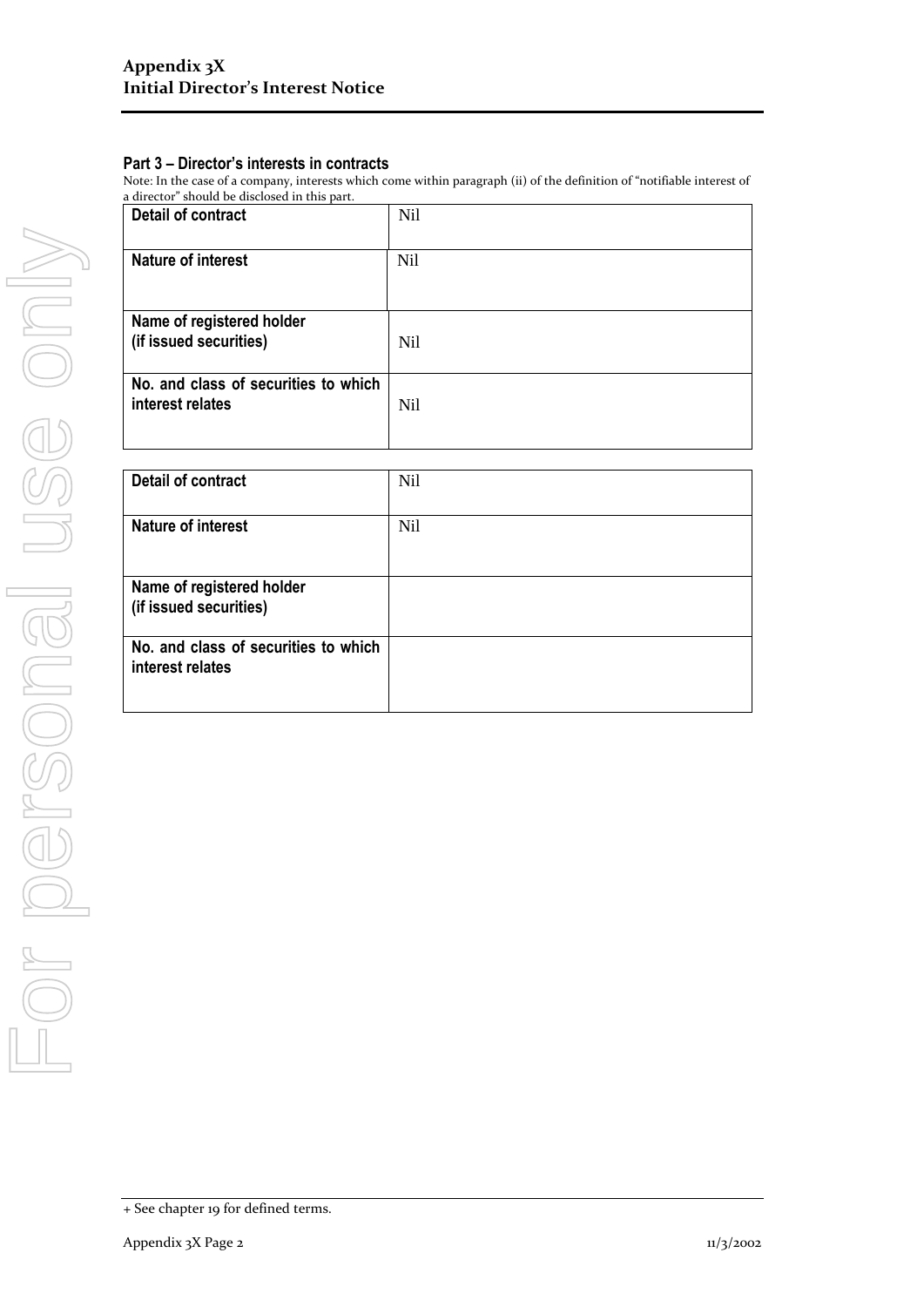## Part 3 – Director's interests in contracts

Note: In the case of a company, interests which come within paragraph (ii) of the definition of "notifiable interest of a director" should be disclosed in this part.

| | |
|---|---|
| **Detail of contract** | Nil |
| **Nature of interest** | Nil |
| **Name of registered holder (if issued securities)** | Nil |
| **No. and class of securities to which interest relates** | Nil |

| | |
|---|---|
| **Detail of contract** | Nil |
| **Nature of interest** | Nil |
| **Name of registered holder (if issued securities)** | |
| **No. and class of securities to which interest relates** | |

+ See chapter 19 for defined terms.